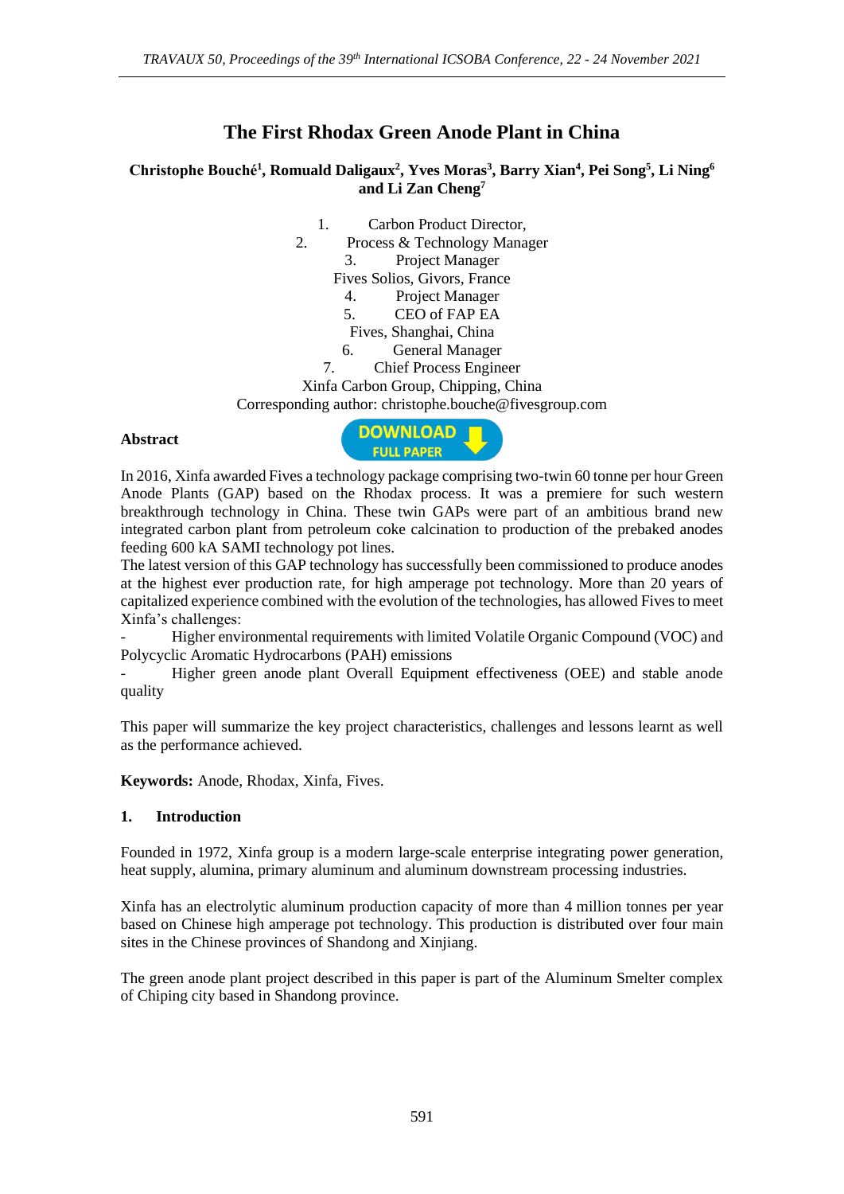# The First Rhodax Green Anode Plant in China

**Christophe Bouché[1], Romuald Daligaux[2], Yves Moras[3], Barry Xian[4], Pei Song[5], Li Ning[6] and Li Zan Cheng[7]**

1. Carbon Product Director,
2. Process & Technology Manager
3. Project Manager

Fives Solios, Givors, France

4. Project Manager
5. CEO of FAP EA

Fives, Shanghai, China

6. General Manager
7. Chief Process Engineer

Xinfa Carbon Group, Chipping, China

Corresponding author: christophe.bouche@fivesgroup.com

**Abstract**

In 2016, Xinfa awarded Fives a technology package comprising two-twin 60 tonne per hour Green Anode Plants (GAP) based on the Rhodax process. It was a premiere for such western breakthrough technology in China. These twin GAPs were part of an ambitious brand new integrated carbon plant from petroleum coke calcination to production of the prebaked anodes feeding 600 kA SAMI technology pot lines.

The latest version of this GAP technology has successfully been commissioned to produce anodes at the highest ever production rate, for high amperage pot technology. More than 20 years of capitalized experience combined with the evolution of the technologies, has allowed Fives to meet Xinfa's challenges:

- Higher environmental requirements with limited Volatile Organic Compound (VOC) and Polycyclic Aromatic Hydrocarbons (PAH) emissions
- Higher green anode plant Overall Equipment effectiveness (OEE) and stable anode quality

This paper will summarize the key project characteristics, challenges and lessons learnt as well as the performance achieved.

**Keywords:** Anode, Rhodax, Xinfa, Fives.

## 1. Introduction

Founded in 1972, Xinfa group is a modern large-scale enterprise integrating power generation, heat supply, alumina, primary aluminum and aluminum downstream processing industries.

Xinfa has an electrolytic aluminum production capacity of more than 4 million tonnes per year based on Chinese high amperage pot technology. This production is distributed over four main sites in the Chinese provinces of Shandong and Xinjiang.

The green anode plant project described in this paper is part of the Aluminum Smelter complex of Chiping city based in Shandong province.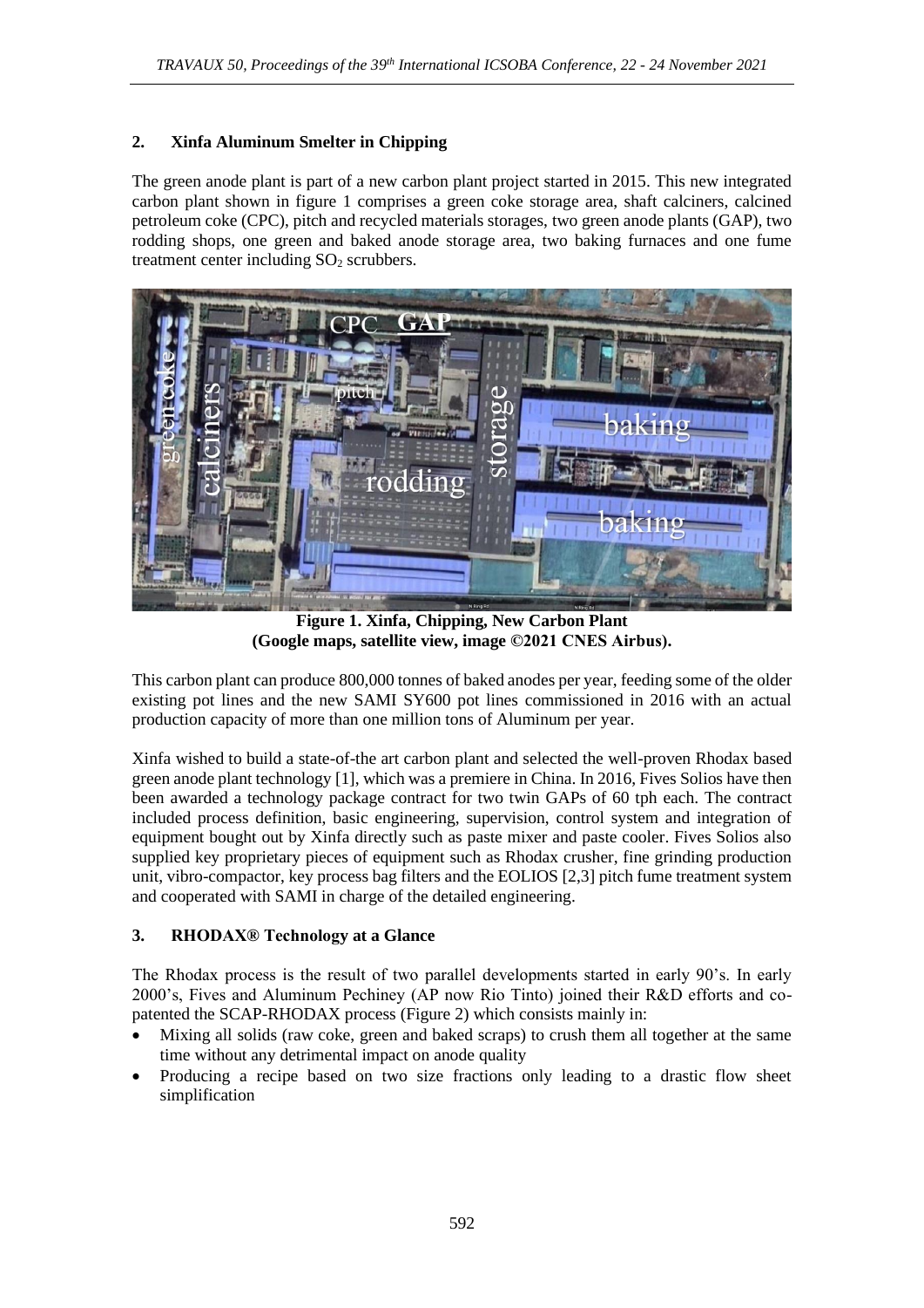## 2. Xinfa Aluminum Smelter in Chipping

The green anode plant is part of a new carbon plant project started in 2015. This new integrated carbon plant shown in figure 1 comprises a green coke storage area, shaft calciners, calcined petroleum coke (CPC), pitch and recycled materials storages, two green anode plants (GAP), two rodding shops, one green and baked anode storage area, two baking furnaces and one fume treatment center including $SO_2$ scrubbers.

**Figure 1. Xinfa, Chipping, New Carbon Plant (Google maps, satellite view, image ©2021 CNES Airbus).**

This carbon plant can produce 800,000 tonnes of baked anodes per year, feeding some of the older existing pot lines and the new SAMI SY600 pot lines commissioned in 2016 with an actual production capacity of more than one million tons of Aluminum per year.

Xinfa wished to build a state-of-the art carbon plant and selected the well-proven Rhodax based green anode plant technology [1], which was a premiere in China. In 2016, Fives Solios have then been awarded a technology package contract for two twin GAPs of 60 tph each. The contract included process definition, basic engineering, supervision, control system and integration of equipment bought out by Xinfa directly such as paste mixer and paste cooler. Fives Solios also supplied key proprietary pieces of equipment such as Rhodax crusher, fine grinding production unit, vibro-compactor, key process bag filters and the EOLIOS [2,3] pitch fume treatment system and cooperated with SAMI in charge of the detailed engineering.

## 3. RHODAX® Technology at a Glance

The Rhodax process is the result of two parallel developments started in early 90's. In early 2000's, Fives and Aluminum Pechiney (AP now Rio Tinto) joined their R&D efforts and co-patented the SCAP-RHODAX process (Figure 2) which consists mainly in:

- Mixing all solids (raw coke, green and baked scraps) to crush them all together at the same time without any detrimental impact on anode quality
- Producing a recipe based on two size fractions only leading to a drastic flow sheet simplification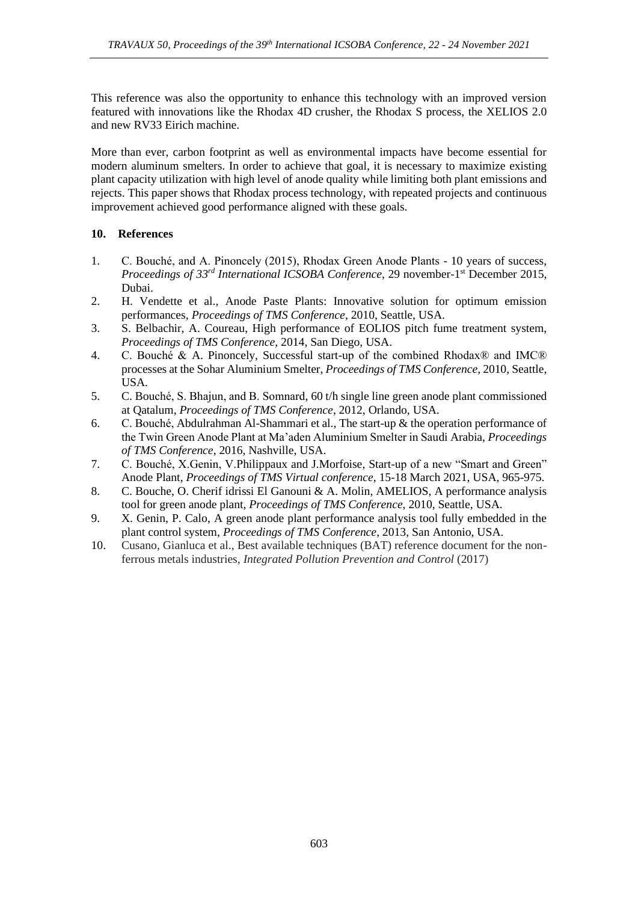This reference was also the opportunity to enhance this technology with an improved version featured with innovations like the Rhodax 4D crusher, the Rhodax S process, the XELIOS 2.0 and new RV33 Eirich machine.

More than ever, carbon footprint as well as environmental impacts have become essential for modern aluminum smelters. In order to achieve that goal, it is necessary to maximize existing plant capacity utilization with high level of anode quality while limiting both plant emissions and rejects. This paper shows that Rhodax process technology, with repeated projects and continuous improvement achieved good performance aligned with these goals.

## 10. References

1. C. Bouché, and A. Pinoncely (2015), Rhodax Green Anode Plants - 10 years of success, *Proceedings of 33rd International ICSOBA Conference*, 29 november-1st December 2015, Dubai.
2. H. Vendette et al., Anode Paste Plants: Innovative solution for optimum emission performances, *Proceedings of TMS Conference*, 2010, Seattle, USA.
3. S. Belbachir, A. Coureau, High performance of EOLIOS pitch fume treatment system, *Proceedings of TMS Conference*, 2014, San Diego, USA.
4. C. Bouché & A. Pinoncely, Successful start-up of the combined Rhodax® and IMC® processes at the Sohar Aluminium Smelter, *Proceedings of TMS Conference*, 2010, Seattle, USA.
5. C. Bouché, S. Bhajun, and B. Somnard, 60 t/h single line green anode plant commissioned at Qatalum, *Proceedings of TMS Conference*, 2012, Orlando, USA.
6. C. Bouché, Abdulrahman Al-Shammari et al., The start-up & the operation performance of the Twin Green Anode Plant at Ma'aden Aluminium Smelter in Saudi Arabia, *Proceedings of TMS Conference*, 2016, Nashville, USA.
7. C. Bouché, X.Genin, V.Philippaux and J.Morfoise, Start-up of a new "Smart and Green" Anode Plant, *Proceedings of TMS Virtual conference*, 15-18 March 2021, USA, 965-975.
8. C. Bouche, O. Cherif idrissi El Ganouni & A. Molin, AMELIOS, A performance analysis tool for green anode plant, *Proceedings of TMS Conference*, 2010, Seattle, USA.
9. X. Genin, P. Calo, A green anode plant performance analysis tool fully embedded in the plant control system, *Proceedings of TMS Conference*, 2013, San Antonio, USA.
10. Cusano, Gianluca et al., Best available techniques (BAT) reference document for the non-ferrous metals industries, *Integrated Pollution Prevention and Control* (2017)